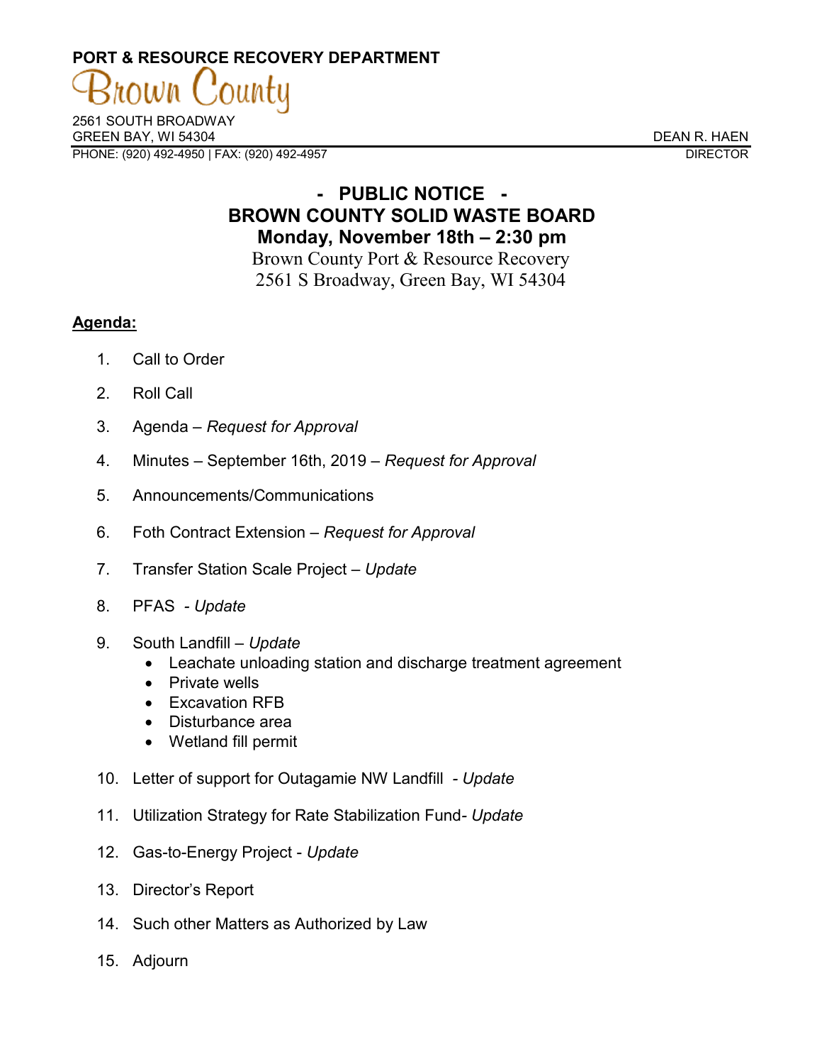**PORT & RESOURCE RECOVERY DEPARTMENT**

Brown County

2561 SOUTH BROADWAY
GREEN BAY, WI 54304
PHONE: (920) 492-4950 | FAX: (920) 492-4957

DEAN R. HAEN
DIRECTOR

# - PUBLIC NOTICE -

## BROWN COUNTY SOLID WASTE BOARD

### Monday, November 18th – 2:30 pm

Brown County Port & Resource Recovery
2561 S Broadway, Green Bay, WI 54304

**Agenda:**

1. Call to Order
2. Roll Call
3. Agenda – *Request for Approval*
4. Minutes – September 16th, 2019 – *Request for Approval*
5. Announcements/Communications
6. Foth Contract Extension – *Request for Approval*
7. Transfer Station Scale Project – *Update*
8. PFAS - *Update*
9. South Landfill – *Update*
   - Leachate unloading station and discharge treatment agreement
   - Private wells
   - Excavation RFB
   - Disturbance area
   - Wetland fill permit
10. Letter of support for Outagamie NW Landfill - *Update*
11. Utilization Strategy for Rate Stabilization Fund- *Update*
12. Gas-to-Energy Project - *Update*
13. Director's Report
14. Such other Matters as Authorized by Law
15. Adjourn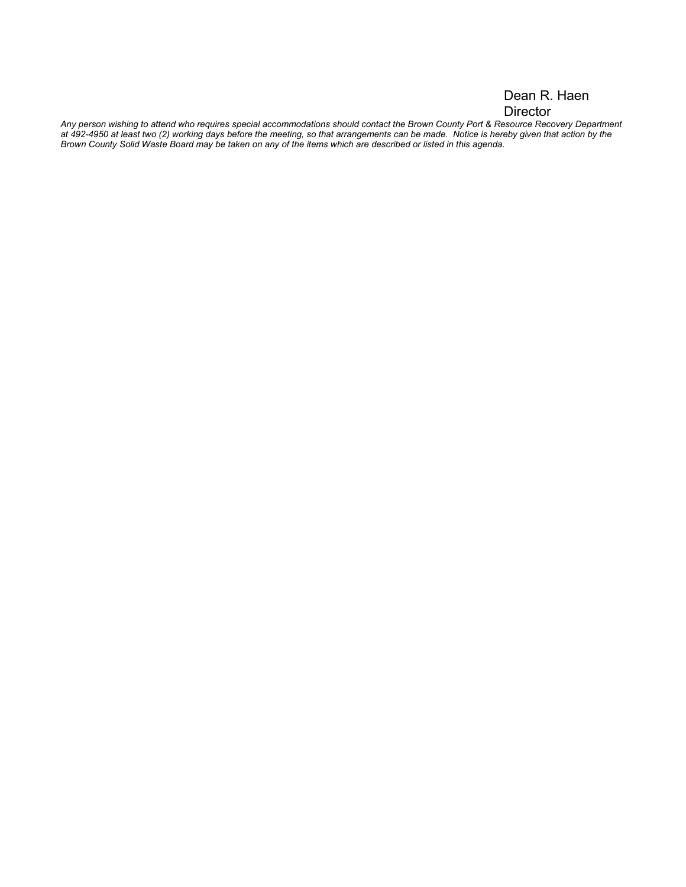Dean R. Haen  
Director

*Any person wishing to attend who requires special accommodations should contact the Brown County Port & Resource Recovery Department at 492-4950 at least two (2) working days before the meeting, so that arrangements can be made. Notice is hereby given that action by the Brown County Solid Waste Board may be taken on any of the items which are described or listed in this agenda.*